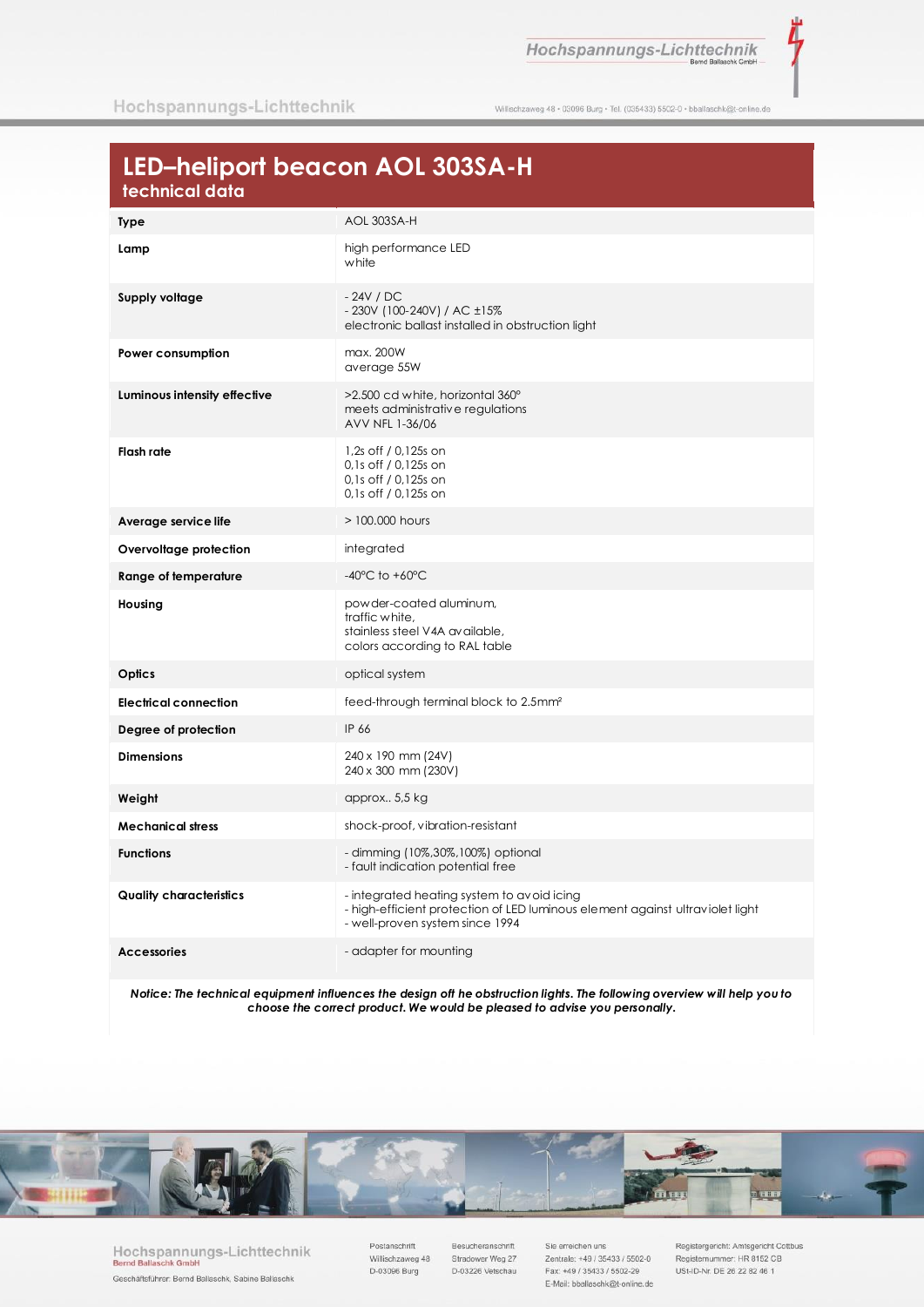# LED–heliport beacon AOL 303SA-H

## technical data

| | |
|---|---|
| **Type** | AOL 303SA-H |
| **Lamp** | high performance LED<br>white |
| **Supply voltage** | - 24V / DC<br>- 230V (100-240V) / AC ±15%<br>electronic ballast installed in obstruction light |
| **Power consumption** | max. 200W<br>average 55W |
| **Luminous intensity effective** | >2.500 cd white, horizontal 360°<br>meets administrative regulations<br>AVV NFL 1-36/06 |
| **Flash rate** | 1,2s off / 0,125s on<br>0,1s off / 0,125s on<br>0,1s off / 0,125s on<br>0,1s off / 0,125s on |
| **Average service life** | > 100.000 hours |
| **Overvoltage protection** | integrated |
| **Range of temperature** | -40°C to +60°C |
| **Housing** | powder-coated aluminum,<br>traffic white,<br>stainless steel V4A available,<br>colors according to RAL table |
| **Optics** | optical system |
| **Electrical connection** | feed-through terminal block to 2.5mm² |
| **Degree of protection** | IP 66 |
| **Dimensions** | 240 x 190 mm (24V)<br>240 x 300 mm (230V) |
| **Weight** | approx.. 5,5 kg |
| **Mechanical stress** | shock-proof, vibration-resistant |
| **Functions** | - dimming (10%,30%,100%) optional<br>- fault indication potential free |
| **Quality characteristics** | - integrated heating system to avoid icing<br>- high-efficient protection of LED luminous element against ultraviolet light<br>- well-proven system since 1994 |
| **Accessories** | - adapter for mounting |

***Notice: The technical equipment influences the design off he obstruction lights. The following overview will help you to choose the correct product. We would be pleased to advise you personally.***

Hochspannungs-Lichttechnik
Bernd Ballaschk GmbH

Geschäftsführer: Bernd Ballaschk, Sabine Ballaschk

Postanschrift
Willischzaweg 48
D-03096 Burg

Besucheranschrift
Stradower Weg 27
D-03226 Vetschau

Sie erreichen uns
Zentrale: +49 / 35433 / 5502-0
Fax: +49 / 35433 / 5502-29
E-Mail: bballaschk@t-online.de

Registergericht: Amtsgericht Cottbus
Registernummer: HR 8152 CB
USt-ID-Nr. DE 26 22 82 46 1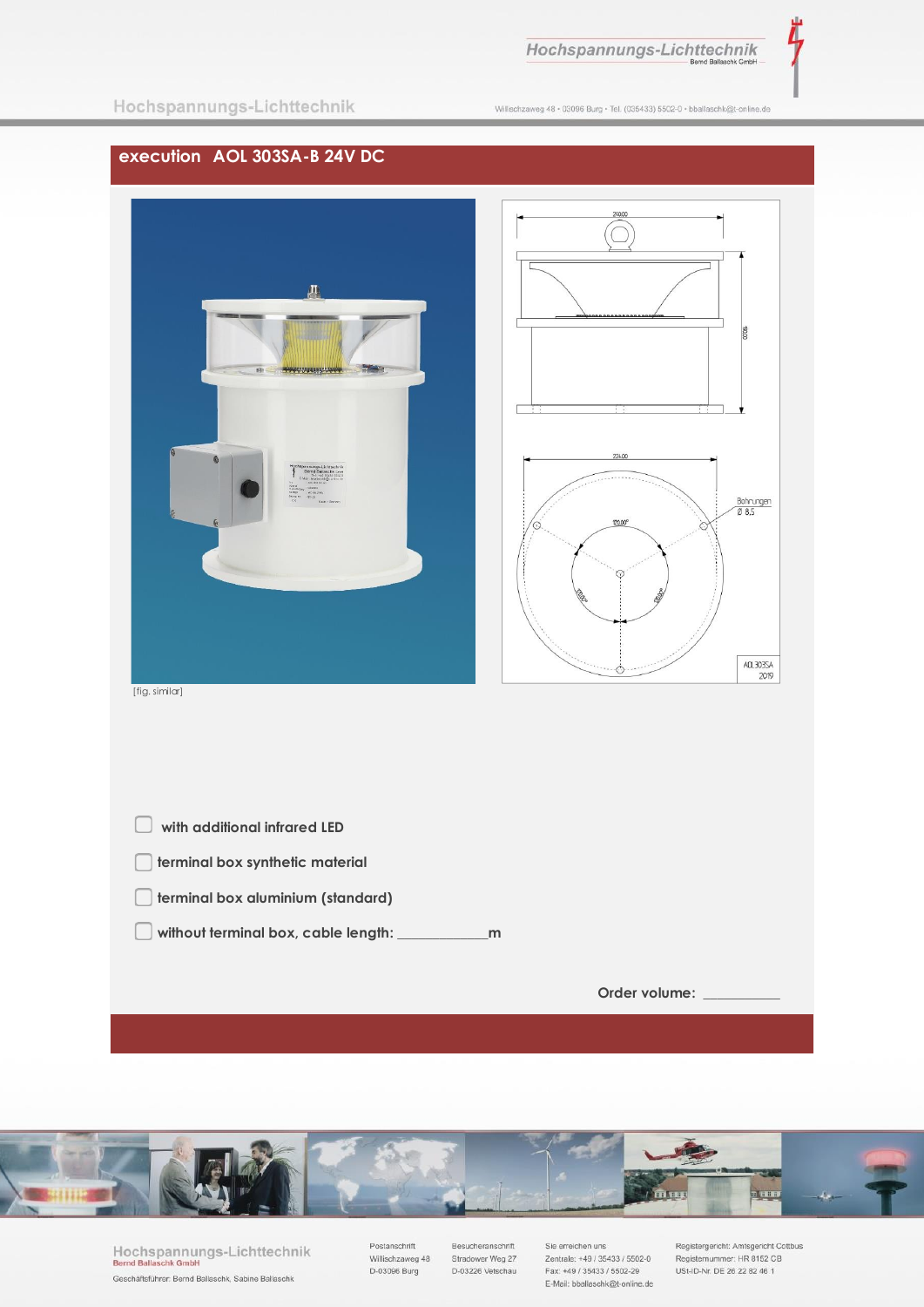## execution AOL 303SA-B 24V DC

[fig. similar]

- [ ] with additional infrared LED
- [ ] terminal box synthetic material
- [ ] terminal box aluminium (standard)
- [ ] without terminal box, cable length: ____________m

Order volume: __________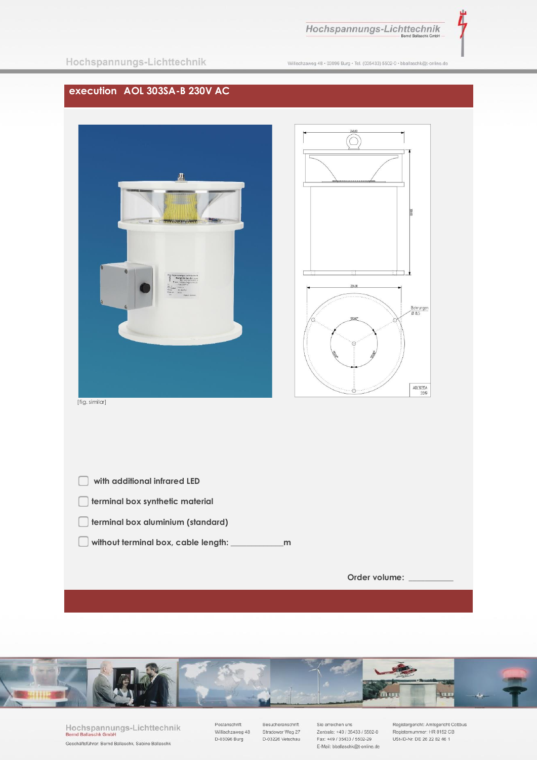## execution AOL 303SA-B 230V AC

[fig. similar]

- [ ] with additional infrared LED
- [ ] terminal box synthetic material
- [ ] terminal box aluminium (standard)
- [ ] without terminal box, cable length: ___________m

Order volume: __________

Hochspannungs-Lichttechnik
Bernd Ballaschk GmbH

Geschäftsführer: Bernd Ballaschk, Sabine Ballaschk

Postanschrift
Willischzaweg 48
D-03096 Burg

Besucheranschrift
Stradower Weg 27
D-03226 Vetschau

Sie erreichen uns
Zentrale: +49 / 35433 / 5502-0
Fax: +49 / 35433 / 5502-29
E-Mail: bballaschk@t-online.de

Registergericht: Amtsgericht Cottbus
Registernummer: HR 8152 CB
USt-ID-Nr. DE 26 22 82 46 1